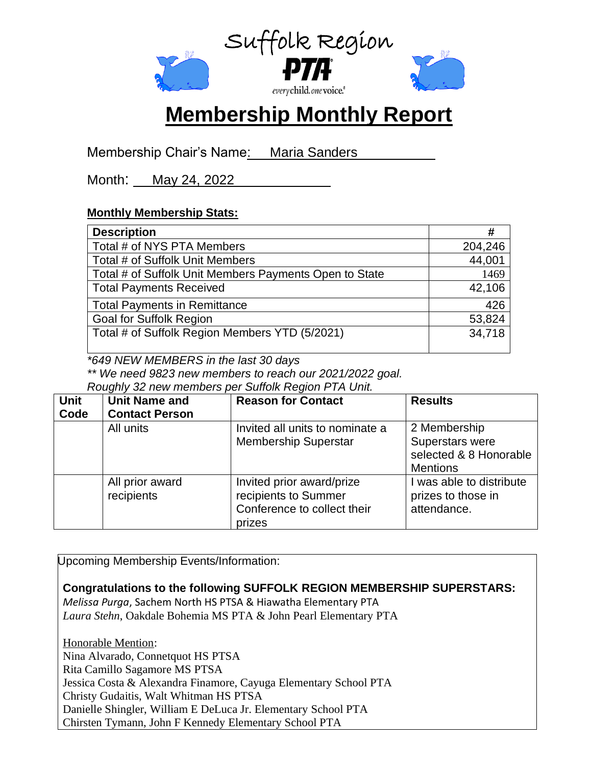Suffolk Region

PTA

every child. one voice.

# Membership Monthly Report

Membership Chair's Name: Maria Sanders

Month: May 24, 2022

**Monthly Membership Stats:**

| Description | # |
|---|---|
| Total # of NYS PTA Members | 204,246 |
| Total # of Suffolk Unit Members | 44,001 |
| Total # of Suffolk Unit Members Payments Open to State | 1469 |
| Total Payments Received | 42,106 |
| Total Payments in Remittance | 426 |
| Goal for Suffolk Region | 53,824 |
| Total # of Suffolk Region Members YTD (5/2021) | 34,718 |

*\*649 NEW MEMBERS in the last 30 days*

*\*\* We need 9823 new members to reach our 2021/2022 goal. Roughly 32 new members per Suffolk Region PTA Unit.*

| Unit Code | Unit Name and Contact Person | Reason for Contact | Results |
|---|---|---|---|
| | All units | Invited all units to nominate a Membership Superstar | 2 Membership Superstars were selected & 8 Honorable Mentions |
| | All prior award recipients | Invited prior award/prize recipients to Summer Conference to collect their prizes | I was able to distribute prizes to those in attendance. |

Upcoming Membership Events/Information:

**Congratulations to the following SUFFOLK REGION MEMBERSHIP SUPERSTARS:**

*Melissa Purga*, Sachem North HS PTSA & Hiawatha Elementary PTA
*Laura Stehn*, Oakdale Bohemia MS PTA & John Pearl Elementary PTA

Honorable Mention:
Nina Alvarado, Connetquot HS PTSA
Rita Camillo Sagamore MS PTSA
Jessica Costa & Alexandra Finamore, Cayuga Elementary School PTA
Christy Gudaitis, Walt Whitman HS PTSA
Danielle Shingler, William E DeLuca Jr. Elementary School PTA
Chirsten Tymann, John F Kennedy Elementary School PTA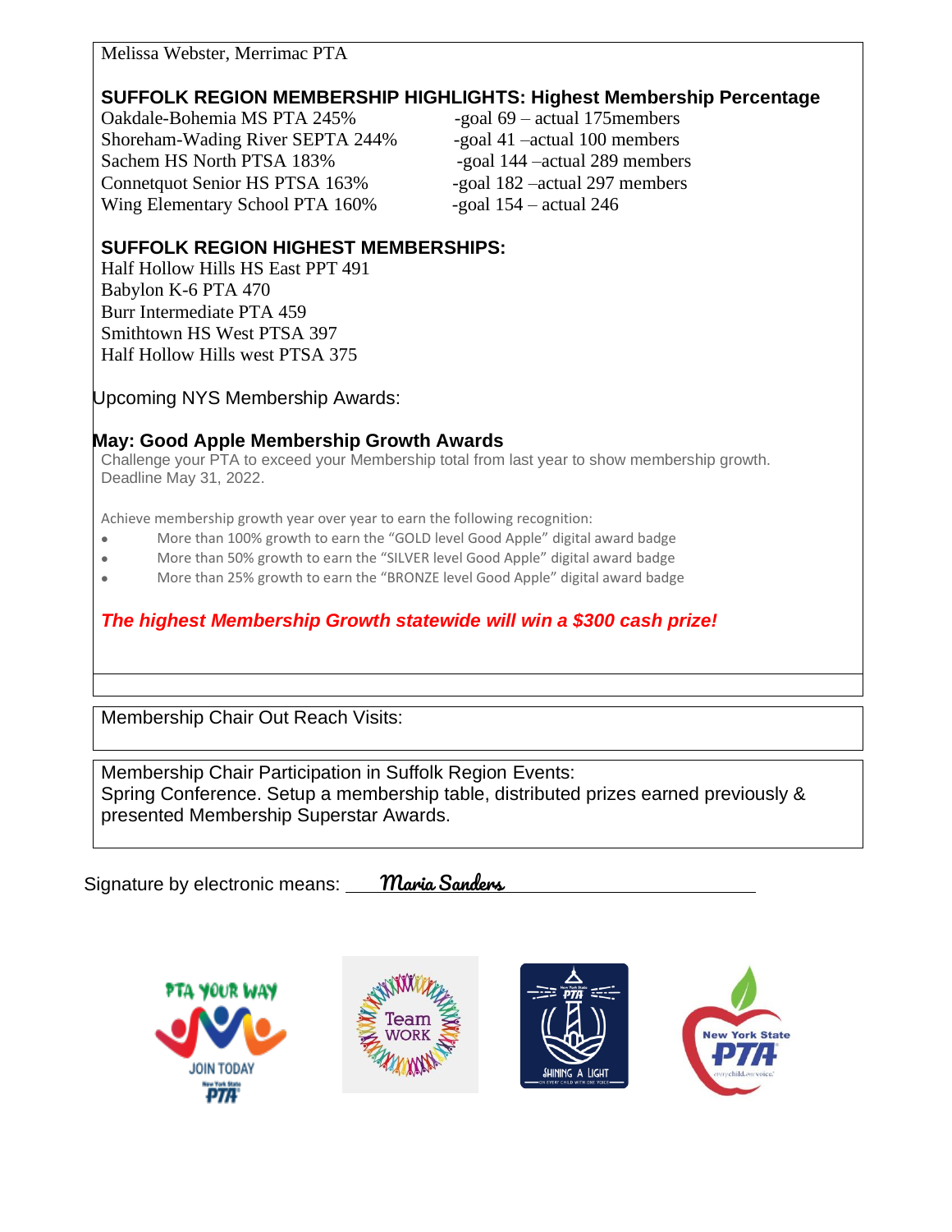Melissa Webster, Merrimac PTA

**SUFFOLK REGION MEMBERSHIP HIGHLIGHTS: Highest Membership Percentage**

| | |
|---|---|
| Oakdale-Bohemia MS PTA 245% | -goal 69 – actual 175members |
| Shoreham-Wading River SEPTA 244% | -goal 41 –actual 100 members |
| Sachem HS North PTSA 183% | -goal 144 –actual 289 members |
| Connetquot Senior HS PTSA 163% | -goal 182 –actual 297 members |
| Wing Elementary School PTA 160% | -goal 154 – actual 246 |

**SUFFOLK REGION HIGHEST MEMBERSHIPS:**

Half Hollow Hills HS East PPT 491
Babylon K-6 PTA 470
Burr Intermediate PTA 459
Smithtown HS West PTSA 397
Half Hollow Hills west PTSA 375

Upcoming NYS Membership Awards:

**May: Good Apple Membership Growth Awards**

Challenge your PTA to exceed your Membership total from last year to show membership growth. Deadline May 31, 2022.

Achieve membership growth year over year to earn the following recognition:

- More than 100% growth to earn the "GOLD level Good Apple" digital award badge
- More than 50% growth to earn the "SILVER level Good Apple" digital award badge
- More than 25% growth to earn the "BRONZE level Good Apple" digital award badge

***The highest Membership Growth statewide will win a $300 cash prize!***

Membership Chair Out Reach Visits:

Membership Chair Participation in Suffolk Region Events:
Spring Conference. Setup a membership table, distributed prizes earned previously & presented Membership Superstar Awards.

Signature by electronic means: Maria Sanders